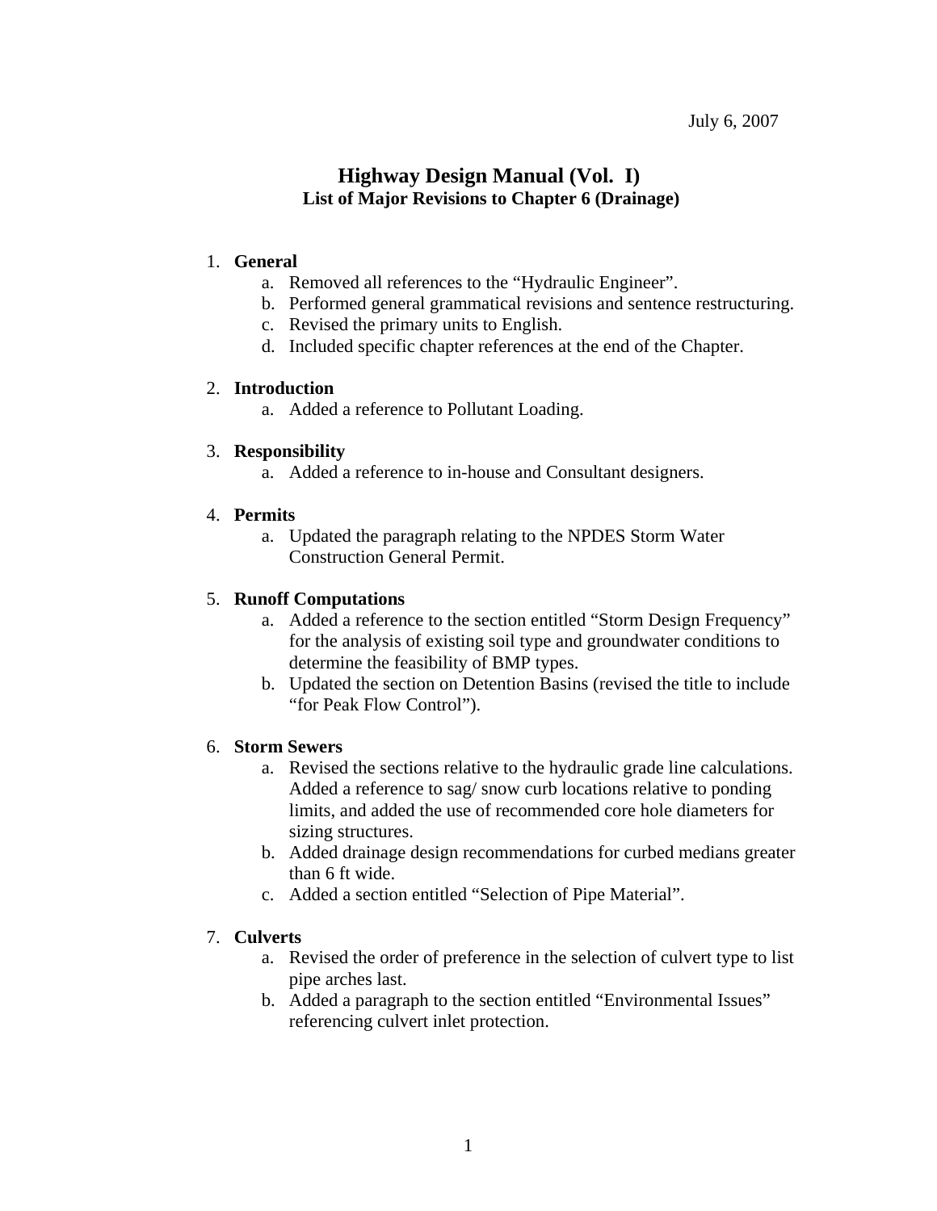July 6, 2007

# Highway Design Manual (Vol. I)

## List of Major Revisions to Chapter 6 (Drainage)

1. **General**
    a. Removed all references to the "Hydraulic Engineer".
    b. Performed general grammatical revisions and sentence restructuring.
    c. Revised the primary units to English.
    d. Included specific chapter references at the end of the Chapter.

2. **Introduction**
    a. Added a reference to Pollutant Loading.

3. **Responsibility**
    a. Added a reference to in-house and Consultant designers.

4. **Permits**
    a. Updated the paragraph relating to the NPDES Storm Water Construction General Permit.

5. **Runoff Computations**
    a. Added a reference to the section entitled "Storm Design Frequency" for the analysis of existing soil type and groundwater conditions to determine the feasibility of BMP types.
    b. Updated the section on Detention Basins (revised the title to include "for Peak Flow Control").

6. **Storm Sewers**
    a. Revised the sections relative to the hydraulic grade line calculations. Added a reference to sag/ snow curb locations relative to ponding limits, and added the use of recommended core hole diameters for sizing structures.
    b. Added drainage design recommendations for curbed medians greater than 6 ft wide.
    c. Added a section entitled "Selection of Pipe Material".

7. **Culverts**
    a. Revised the order of preference in the selection of culvert type to list pipe arches last.
    b. Added a paragraph to the section entitled "Environmental Issues" referencing culvert inlet protection.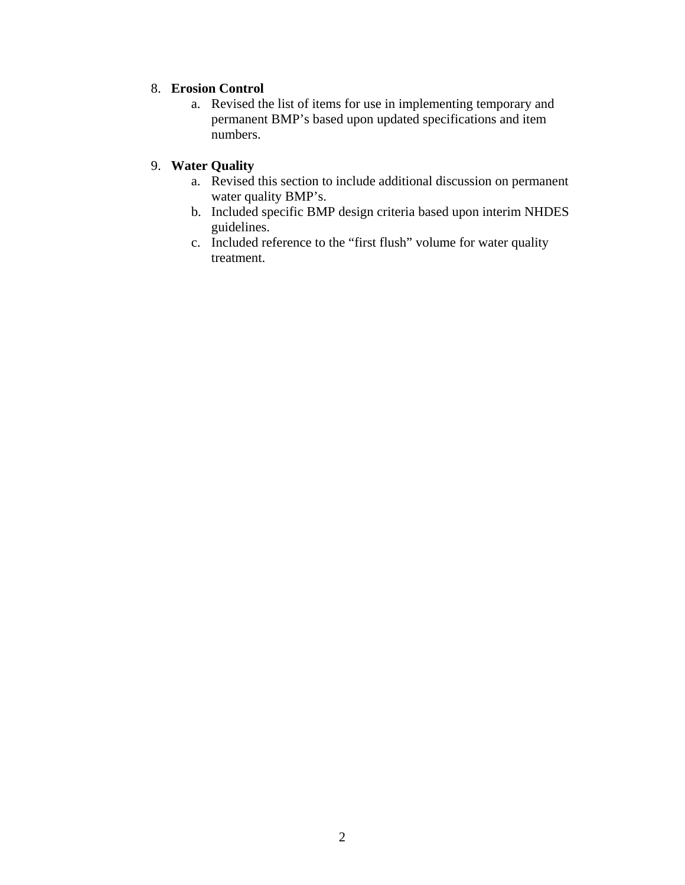8. **Erosion Control**
    a. Revised the list of items for use in implementing temporary and permanent BMP’s based upon updated specifications and item numbers.

9. **Water Quality**
    a. Revised this section to include additional discussion on permanent water quality BMP’s.
    b. Included specific BMP design criteria based upon interim NHDES guidelines.
    c. Included reference to the “first flush” volume for water quality treatment.